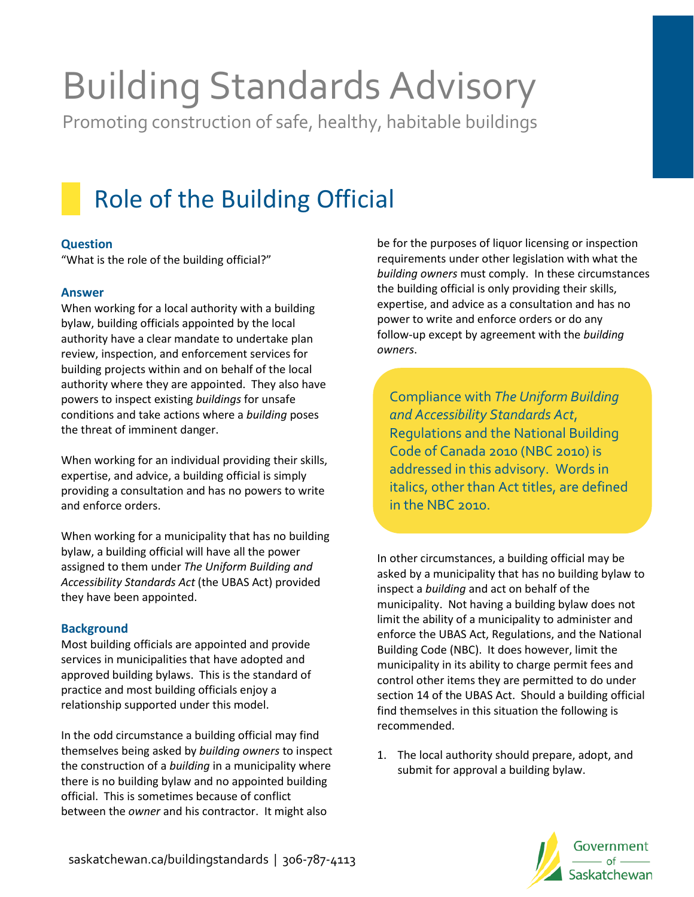# Building Standards Advisory

Promoting construction of safe, healthy, habitable buildings

## Role of the Building Official

### Question

"What is the role of the building official?"

### Answer

When working for a local authority with a building bylaw, building officials appointed by the local authority have a clear mandate to undertake plan review, inspection, and enforcement services for building projects within and on behalf of the local authority where they are appointed. They also have powers to inspect existing *buildings* for unsafe conditions and take actions where a *building* poses the threat of imminent danger.

When working for an individual providing their skills, expertise, and advice, a building official is simply providing a consultation and has no powers to write and enforce orders.

When working for a municipality that has no building bylaw, a building official will have all the power assigned to them under *The Uniform Building and Accessibility Standards Act* (the UBAS Act) provided they have been appointed.

### Background

Most building officials are appointed and provide services in municipalities that have adopted and approved building bylaws. This is the standard of practice and most building officials enjoy a relationship supported under this model.

In the odd circumstance a building official may find themselves being asked by *building owners* to inspect the construction of a *building* in a municipality where there is no building bylaw and no appointed building official. This is sometimes because of conflict between the *owner* and his contractor. It might also be for the purposes of liquor licensing or inspection requirements under other legislation with what the *building owners* must comply. In these circumstances the building official is only providing their skills, expertise, and advice as a consultation and has no power to write and enforce orders or do any follow-up except by agreement with the *building owners*.

> Compliance with *The Uniform Building and Accessibility Standards Act*, Regulations and the National Building Code of Canada 2010 (NBC 2010) is addressed in this advisory. Words in italics, other than Act titles, are defined in the NBC 2010.

In other circumstances, a building official may be asked by a municipality that has no building bylaw to inspect a *building* and act on behalf of the municipality. Not having a building bylaw does not limit the ability of a municipality to administer and enforce the UBAS Act, Regulations, and the National Building Code (NBC). It does however, limit the municipality in its ability to charge permit fees and control other items they are permitted to do under section 14 of the UBAS Act. Should a building official find themselves in this situation the following is recommended.

1. The local authority should prepare, adopt, and submit for approval a building bylaw.

saskatchewan.ca/buildingstandards | 306-787-4113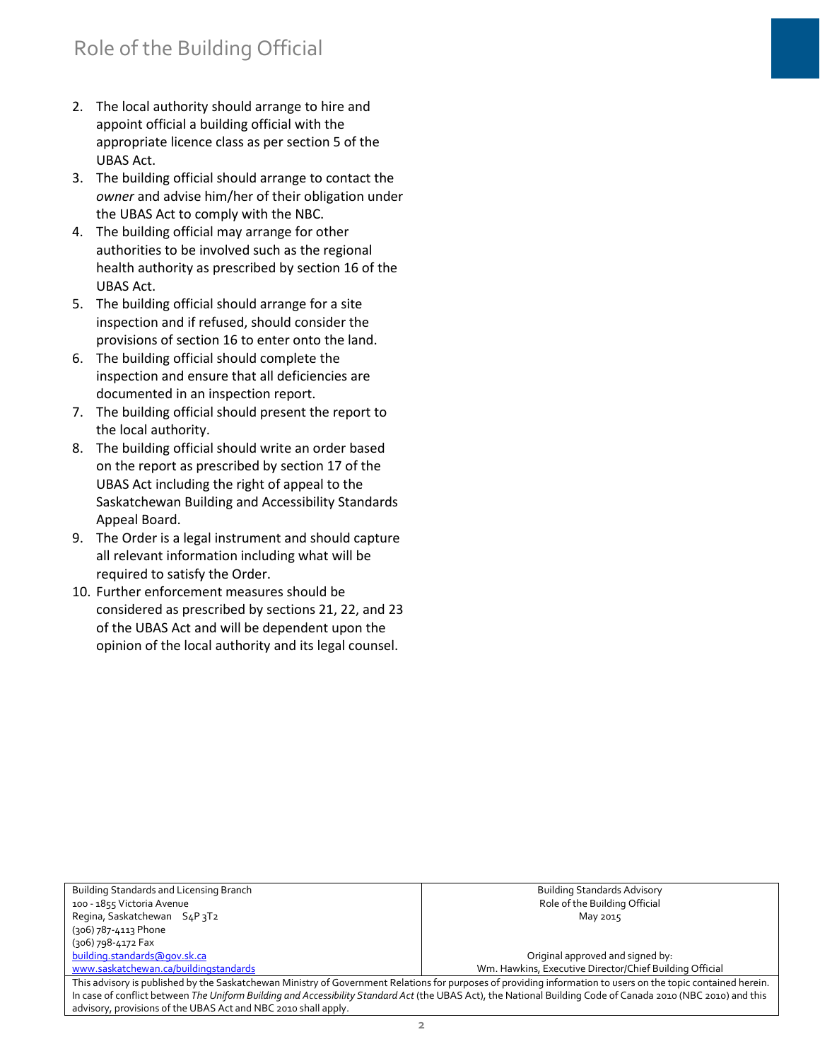2. The local authority should arrange to hire and appoint official a building official with the appropriate licence class as per section 5 of the UBAS Act.
3. The building official should arrange to contact the *owner* and advise him/her of their obligation under the UBAS Act to comply with the NBC.
4. The building official may arrange for other authorities to be involved such as the regional health authority as prescribed by section 16 of the UBAS Act.
5. The building official should arrange for a site inspection and if refused, should consider the provisions of section 16 to enter onto the land.
6. The building official should complete the inspection and ensure that all deficiencies are documented in an inspection report.
7. The building official should present the report to the local authority.
8. The building official should write an order based on the report as prescribed by section 17 of the UBAS Act including the right of appeal to the Saskatchewan Building and Accessibility Standards Appeal Board.
9. The Order is a legal instrument and should capture all relevant information including what will be required to satisfy the Order.
10. Further enforcement measures should be considered as prescribed by sections 21, 22, and 23 of the UBAS Act and will be dependent upon the opinion of the local authority and its legal counsel.

| | |
|---|---|
| Building Standards and Licensing Branch<br>100 - 1855 Victoria Avenue<br>Regina, Saskatchewan S4P 3T2<br>(306) 787-4113 Phone<br>(306) 798-4172 Fax<br>building.standards@gov.sk.ca<br>www.saskatchewan.ca/buildingstandards | Building Standards Advisory<br>Role of the Building Official<br>May 2015<br><br>Original approved and signed by:<br>Wm. Hawkins, Executive Director/Chief Building Official |

This advisory is published by the Saskatchewan Ministry of Government Relations for purposes of providing information to users on the topic contained herein. In case of conflict between *The Uniform Building and Accessibility Standard Act* (the UBAS Act), the National Building Code of Canada 2010 (NBC 2010) and this advisory, provisions of the UBAS Act and NBC 2010 shall apply.